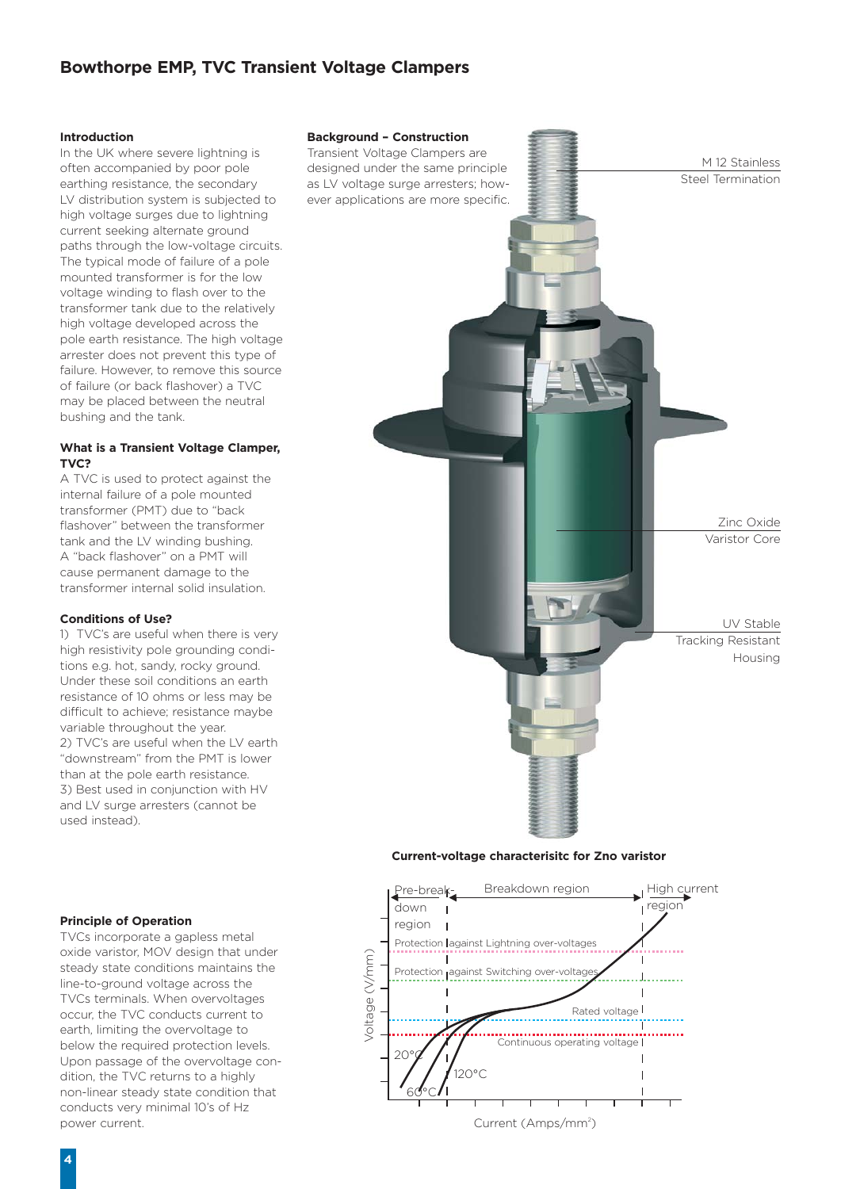# Bowthorpe EMP, TVC Transient Voltage Clampers

### Introduction

In the UK where severe lightning is often accompanied by poor pole earthing resistance, the secondary LV distribution system is subjected to high voltage surges due to lightning current seeking alternate ground paths through the low-voltage circuits. The typical mode of failure of a pole mounted transformer is for the low voltage winding to flash over to the transformer tank due to the relatively high voltage developed across the pole earth resistance. The high voltage arrester does not prevent this type of failure. However, to remove this source of failure (or back flashover) a TVC may be placed between the neutral bushing and the tank.

### What is a Transient Voltage Clamper, TVC?

A TVC is used to protect against the internal failure of a pole mounted transformer (PMT) due to "back flashover" between the transformer tank and the LV winding bushing. A "back flashover" on a PMT will cause permanent damage to the transformer internal solid insulation.

### Conditions of Use?

1) TVC's are useful when there is very high resistivity pole grounding conditions e.g. hot, sandy, rocky ground. Under these soil conditions an earth resistance of 10 ohms or less may be difficult to achieve; resistance maybe variable throughout the year.
2) TVC's are useful when the LV earth "downstream" from the PMT is lower than at the pole earth resistance.
3) Best used in conjunction with HV and LV surge arresters (cannot be used instead).

### Principle of Operation

TVCs incorporate a gapless metal oxide varistor, MOV design that under steady state conditions maintains the line-to-ground voltage across the TVCs terminals. When overvoltages occur, the TVC conducts current to earth, limiting the overvoltage to below the required protection levels. Upon passage of the overvoltage condition, the TVC returns to a highly non-linear steady state condition that conducts very minimal 10's of Hz power current.

### Background – Construction

Transient Voltage Clampers are designed under the same principle as LV voltage surge arresters; however applications are more specific.

M 12 Stainless Steel Termination

Zinc Oxide Varistor Core

UV Stable Tracking Resistant Housing

**Current-voltage characterisitc for Zno varistor**

Pre-breakdown region | Breakdown region | High current region

Protection against Lightning over-voltages

Protection against Switching over-voltages

Rated voltage

Continuous operating voltage

20°C, 60°C, 120°C

Voltage (V/mm)

Current (Amps/mm$^2$)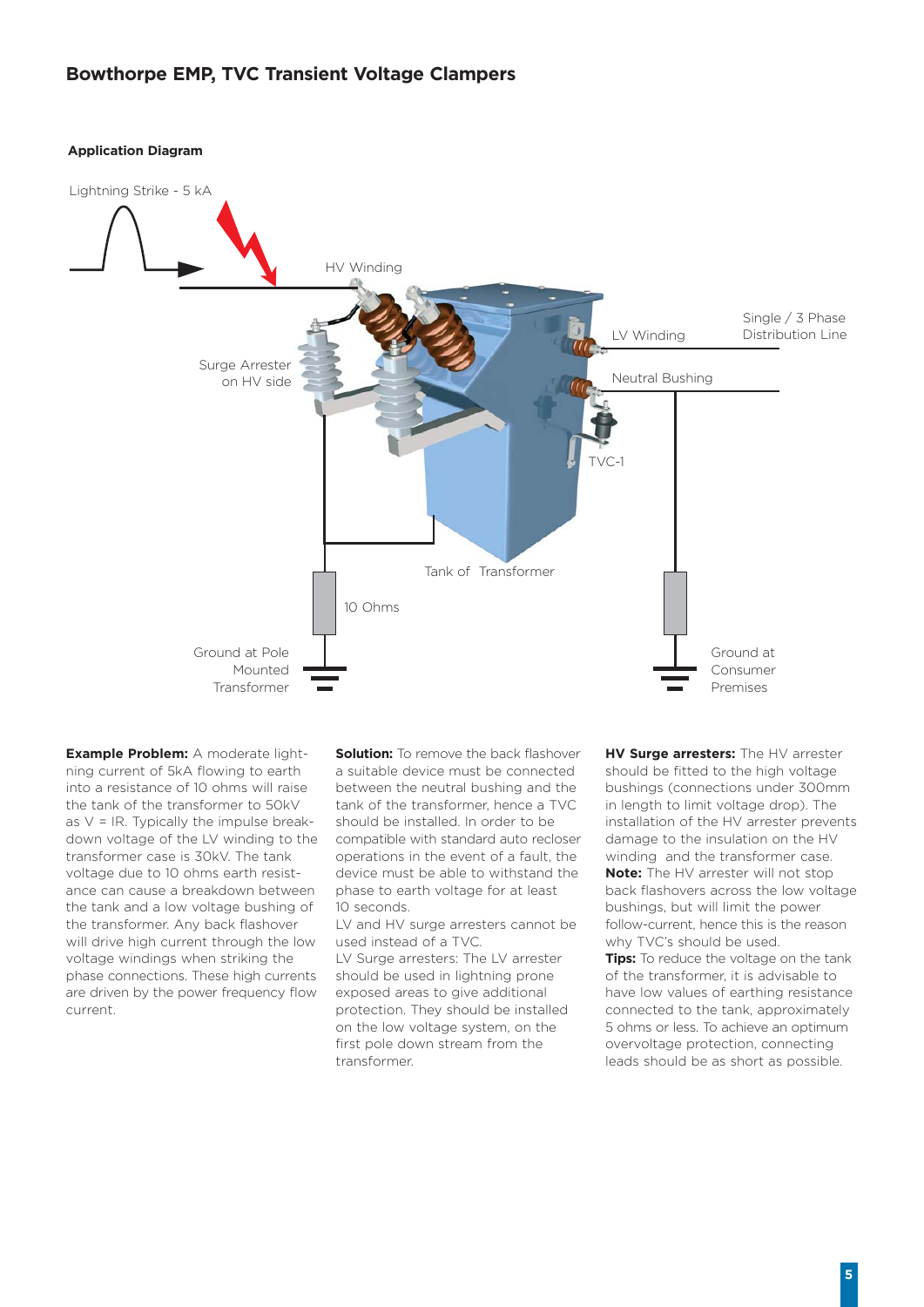## Bowthorpe EMP, TVC Transient Voltage Clampers

### Application Diagram

Lightning Strike - 5 kA

HV Winding

LV Winding

Single / 3 Phase Distribution Line

Neutral Bushing

Surge Arrester on HV side

TVC-1

Tank of Transformer

10 Ohms

Ground at Pole Mounted Transformer

Ground at Consumer Premises

**Example Problem:** A moderate lightning current of 5kA flowing to earth into a resistance of 10 ohms will raise the tank of the transformer to 50kV as V = IR. Typically the impulse breakdown voltage of the LV winding to the transformer case is 30kV. The tank voltage due to 10 ohms earth resistance can cause a breakdown between the tank and a low voltage bushing of the transformer. Any back flashover will drive high current through the low voltage windings when striking the phase connections. These high currents are driven by the power frequency flow current.

**Solution:** To remove the back flashover a suitable device must be connected between the neutral bushing and the tank of the transformer, hence a TVC should be installed. In order to be compatible with standard auto recloser operations in the event of a fault, the device must be able to withstand the phase to earth voltage for at least 10 seconds.

LV and HV surge arresters cannot be used instead of a TVC.

LV Surge arresters: The LV arrester should be used in lightning prone exposed areas to give additional protection. They should be installed on the low voltage system, on the first pole down stream from the transformer.

**HV Surge arresters:** The HV arrester should be fitted to the high voltage bushings (connections under 300mm in length to limit voltage drop). The installation of the HV arrester prevents damage to the insulation on the HV winding and the transformer case.

**Note:** The HV arrester will not stop back flashovers across the low voltage bushings, but will limit the power follow-current, hence this is the reason why TVC's should be used.

**Tips:** To reduce the voltage on the tank of the transformer, it is advisable to have low values of earthing resistance connected to the tank, approximately 5 ohms or less. To achieve an optimum overvoltage protection, connecting leads should be as short as possible.